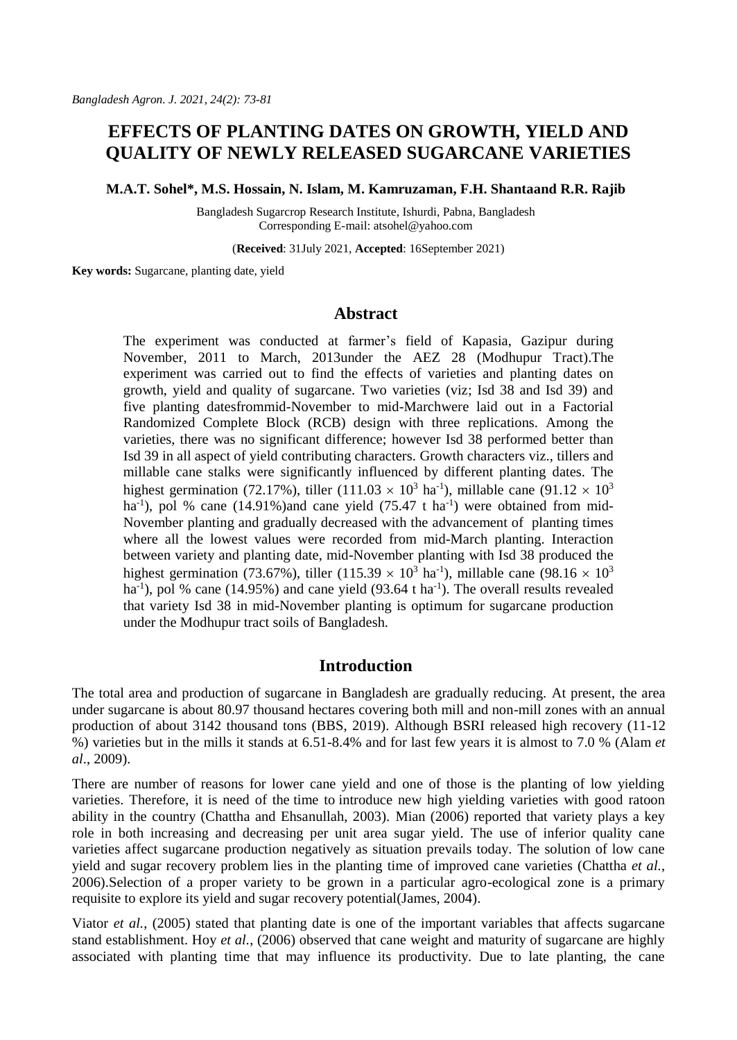# EFFECTS OF PLANTING DATES ON GROWTH, YIELD AND QUALITY OF NEWLY RELEASED SUGARCANE VARIETIES

**M.A.T. Sohel\*, M.S. Hossain, N. Islam, M. Kamruzaman, F.H. Shantaand R.R. Rajib**

Bangladesh Sugarcrop Research Institute, Ishurdi, Pabna, Bangladesh
Corresponding E-mail: atsohel@yahoo.com

(**Received**: 31July 2021, **Accepted**: 16September 2021)

**Key words:** Sugarcane, planting date, yield

## Abstract

The experiment was conducted at farmer's field of Kapasia, Gazipur during November, 2011 to March, 2013under the AEZ 28 (Modhupur Tract).The experiment was carried out to find the effects of varieties and planting dates on growth, yield and quality of sugarcane. Two varieties (viz; Isd 38 and Isd 39) and five planting datesfrommid-November to mid-Marchwere laid out in a Factorial Randomized Complete Block (RCB) design with three replications. Among the varieties, there was no significant difference; however Isd 38 performed better than Isd 39 in all aspect of yield contributing characters. Growth characters viz., tillers and millable cane stalks were significantly influenced by different planting dates. The highest germination (72.17%), tiller ($111.03 \times 10^3$ ha$^{-1}$), millable cane ($91.12 \times 10^3$ ha$^{-1}$), pol % cane (14.91%)and cane yield (75.47 t ha$^{-1}$) were obtained from mid-November planting and gradually decreased with the advancement of planting times where all the lowest values were recorded from mid-March planting. Interaction between variety and planting date, mid-November planting with Isd 38 produced the highest germination (73.67%), tiller ($115.39 \times 10^3$ ha$^{-1}$), millable cane ($98.16 \times 10^3$ ha$^{-1}$), pol % cane (14.95%) and cane yield (93.64 t ha$^{-1}$). The overall results revealed that variety Isd 38 in mid-November planting is optimum for sugarcane production under the Modhupur tract soils of Bangladesh.

## Introduction

The total area and production of sugarcane in Bangladesh are gradually reducing. At present, the area under sugarcane is about 80.97 thousand hectares covering both mill and non-mill zones with an annual production of about 3142 thousand tons (BBS, 2019). Although BSRI released high recovery (11-12 %) varieties but in the mills it stands at 6.51-8.4% and for last few years it is almost to 7.0 % (Alam *et al*., 2009).

There are number of reasons for lower cane yield and one of those is the planting of low yielding varieties. Therefore, it is need of the time to introduce new high yielding varieties with good ratoon ability in the country (Chattha and Ehsanullah, 2003). Mian (2006) reported that variety plays a key role in both increasing and decreasing per unit area sugar yield. The use of inferior quality cane varieties affect sugarcane production negatively as situation prevails today. The solution of low cane yield and sugar recovery problem lies in the planting time of improved cane varieties (Chattha *et al.*, 2006).Selection of a proper variety to be grown in a particular agro-ecological zone is a primary requisite to explore its yield and sugar recovery potential(James, 2004).

Viator *et al.*, (2005) stated that planting date is one of the important variables that affects sugarcane stand establishment. Hoy *et al.*, (2006) observed that cane weight and maturity of sugarcane are highly associated with planting time that may influence its productivity. Due to late planting, the cane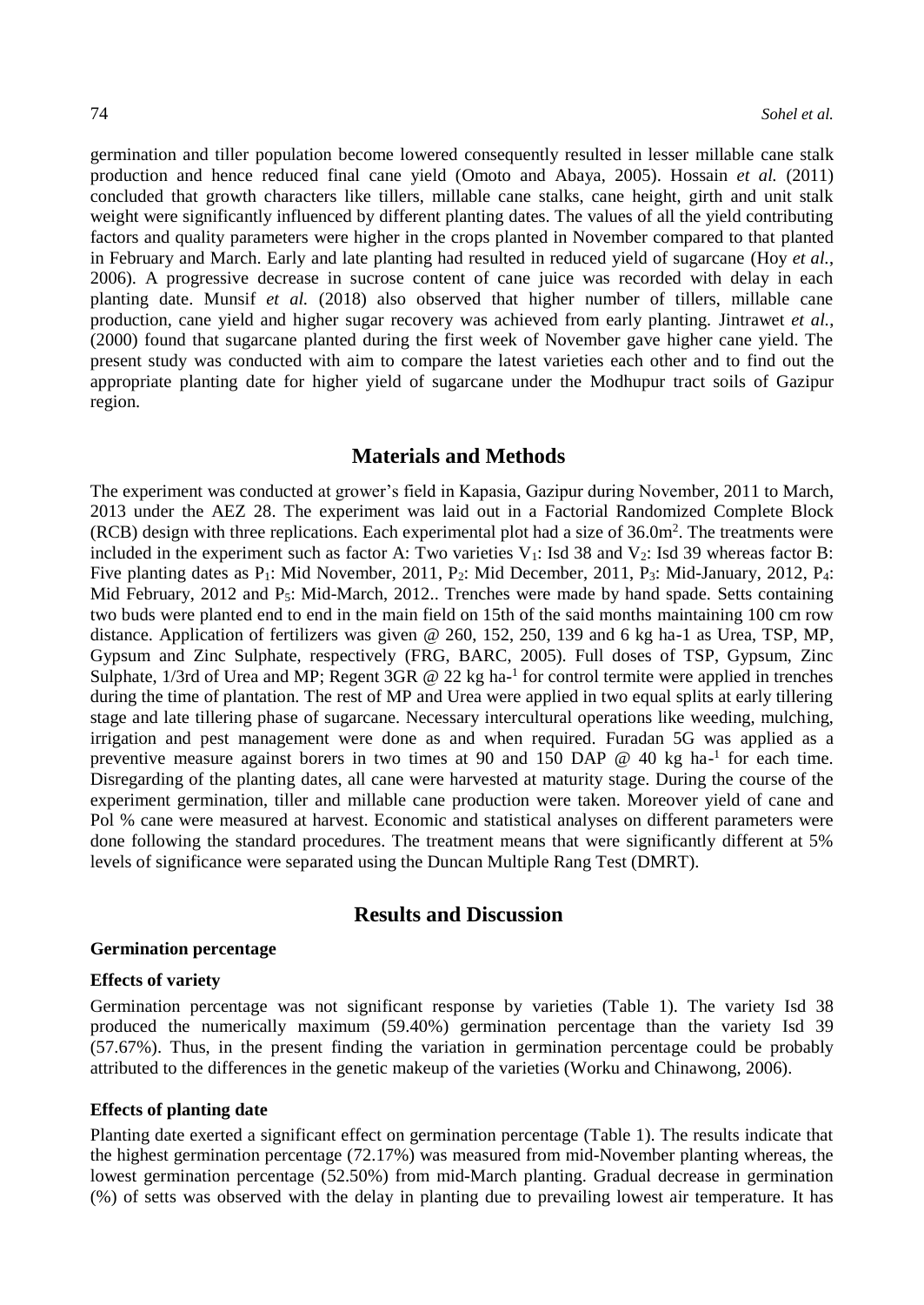germination and tiller population become lowered consequently resulted in lesser millable cane stalk production and hence reduced final cane yield (Omoto and Abaya, 2005). Hossain *et al.* (2011) concluded that growth characters like tillers, millable cane stalks, cane height, girth and unit stalk weight were significantly influenced by different planting dates. The values of all the yield contributing factors and quality parameters were higher in the crops planted in November compared to that planted in February and March. Early and late planting had resulted in reduced yield of sugarcane (Hoy *et al.*, 2006). A progressive decrease in sucrose content of cane juice was recorded with delay in each planting date. Munsif *et al.* (2018) also observed that higher number of tillers, millable cane production, cane yield and higher sugar recovery was achieved from early planting. Jintrawet *et al.*, (2000) found that sugarcane planted during the first week of November gave higher cane yield. The present study was conducted with aim to compare the latest varieties each other and to find out the appropriate planting date for higher yield of sugarcane under the Modhupur tract soils of Gazipur region.

## Materials and Methods

The experiment was conducted at grower's field in Kapasia, Gazipur during November, 2011 to March, 2013 under the AEZ 28. The experiment was laid out in a Factorial Randomized Complete Block (RCB) design with three replications. Each experimental plot had a size of 36.0m$^2$. The treatments were included in the experiment such as factor A: Two varieties $V_1$: Isd 38 and $V_2$: Isd 39 whereas factor B: Five planting dates as $P_1$: Mid November, 2011, $P_2$: Mid December, 2011, $P_3$: Mid-January, 2012, $P_4$: Mid February, 2012 and $P_5$: Mid-March, 2012.. Trenches were made by hand spade. Setts containing two buds were planted end to end in the main field on 15th of the said months maintaining 100 cm row distance. Application of fertilizers was given @ 260, 152, 250, 139 and 6 kg ha-1 as Urea, TSP, MP, Gypsum and Zinc Sulphate, respectively (FRG, BARC, 2005). Full doses of TSP, Gypsum, Zinc Sulphate, 1/3rd of Urea and MP; Regent 3GR @ 22 kg ha-$^1$ for control termite were applied in trenches during the time of plantation. The rest of MP and Urea were applied in two equal splits at early tillering stage and late tillering phase of sugarcane. Necessary intercultural operations like weeding, mulching, irrigation and pest management were done as and when required. Furadan 5G was applied as a preventive measure against borers in two times at 90 and 150 DAP @ 40 kg ha-$^1$ for each time. Disregarding of the planting dates, all cane were harvested at maturity stage. During the course of the experiment germination, tiller and millable cane production were taken. Moreover yield of cane and Pol % cane were measured at harvest. Economic and statistical analyses on different parameters were done following the standard procedures. The treatment means that were significantly different at 5% levels of significance were separated using the Duncan Multiple Rang Test (DMRT).

## Results and Discussion

### Germination percentage

#### Effects of variety

Germination percentage was not significant response by varieties (Table 1). The variety Isd 38 produced the numerically maximum (59.40%) germination percentage than the variety Isd 39 (57.67%). Thus, in the present finding the variation in germination percentage could be probably attributed to the differences in the genetic makeup of the varieties (Worku and Chinawong, 2006).

#### Effects of planting date

Planting date exerted a significant effect on germination percentage (Table 1). The results indicate that the highest germination percentage (72.17%) was measured from mid-November planting whereas, the lowest germination percentage (52.50%) from mid-March planting. Gradual decrease in germination (%) of setts was observed with the delay in planting due to prevailing lowest air temperature. It has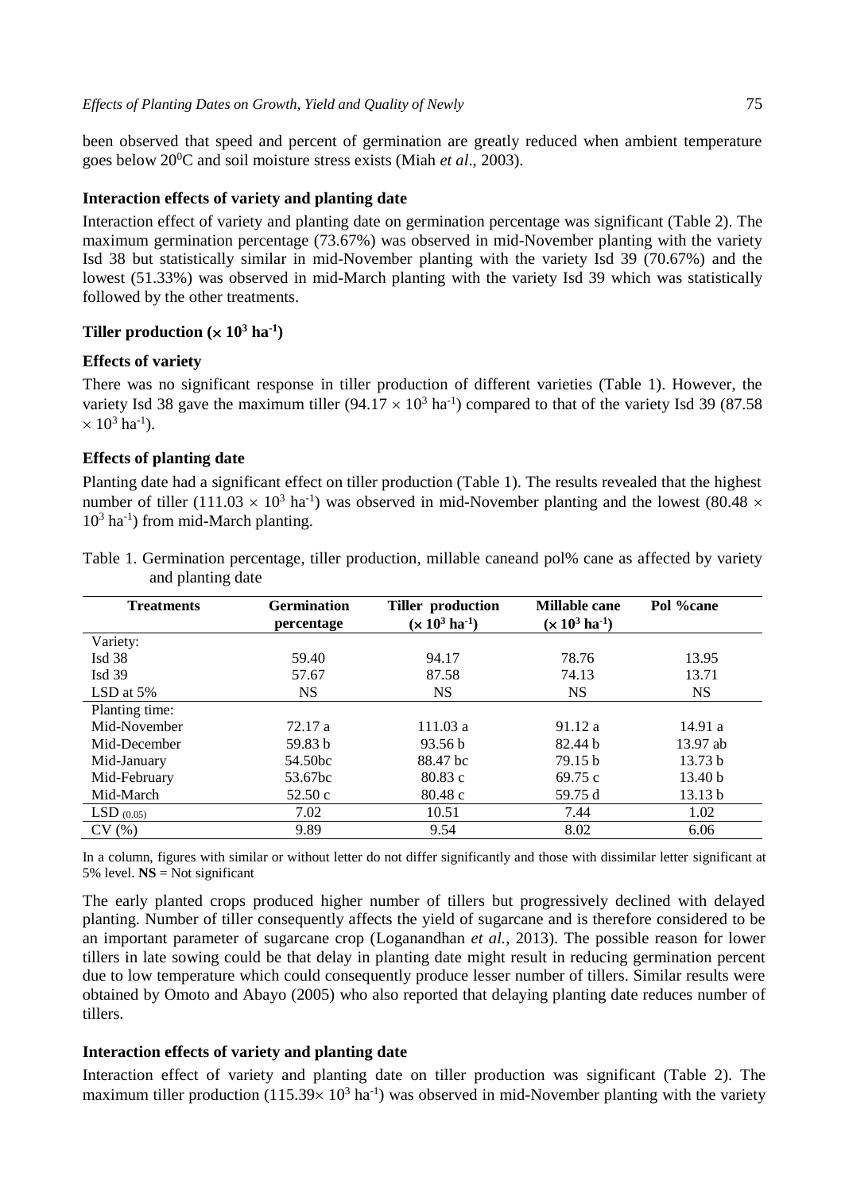been observed that speed and percent of germination are greatly reduced when ambient temperature goes below 20$^0$C and soil moisture stress exists (Miah *et al*., 2003).

**Interaction effects of variety and planting date**

Interaction effect of variety and planting date on germination percentage was significant (Table 2). The maximum germination percentage (73.67%) was observed in mid-November planting with the variety Isd 38 but statistically similar in mid-November planting with the variety Isd 39 (70.67%) and the lowest (51.33%) was observed in mid-March planting with the variety Isd 39 which was statistically followed by the other treatments.

### Tiller production ($\times 10^3$ ha$^{-1}$)

**Effects of variety**

There was no significant response in tiller production of different varieties (Table 1). However, the variety Isd 38 gave the maximum tiller ($94.17 \times 10^3$ ha$^{-1}$) compared to that of the variety Isd 39 ($87.58 \times 10^3$ ha$^{-1}$).

**Effects of planting date**

Planting date had a significant effect on tiller production (Table 1). The results revealed that the highest number of tiller ($111.03 \times 10^3$ ha$^{-1}$) was observed in mid-November planting and the lowest ($80.48 \times 10^3$ ha$^{-1}$) from mid-March planting.

Table 1. Germination percentage, tiller production, millable caneand pol% cane as affected by variety and planting date

| Treatments | Germination percentage | Tiller production ($\times 10^3$ ha$^{-1}$) | Millable cane ($\times 10^3$ ha$^{-1}$) | Pol %cane |
|---|---|---|---|---|
| Variety: | | | | |
| Isd 38 | 59.40 | 94.17 | 78.76 | 13.95 |
| Isd 39 | 57.67 | 87.58 | 74.13 | 13.71 |
| LSD at 5% | NS | NS | NS | NS |
| Planting time: | | | | |
| Mid-November | 72.17 a | 111.03 a | 91.12 a | 14.91 a |
| Mid-December | 59.83 b | 93.56 b | 82.44 b | 13.97 ab |
| Mid-January | 54.50bc | 88.47 bc | 79.15 b | 13.73 b |
| Mid-February | 53.67bc | 80.83 c | 69.75 c | 13.40 b |
| Mid-March | 52.50 c | 80.48 c | 59.75 d | 13.13 b |
| LSD $_{(0.05)}$ | 7.02 | 10.51 | 7.44 | 1.02 |
| CV (%) | 9.89 | 9.54 | 8.02 | 6.06 |

In a column, figures with similar or without letter do not differ significantly and those with dissimilar letter significant at 5% level. **NS** = Not significant

The early planted crops produced higher number of tillers but progressively declined with delayed planting. Number of tiller consequently affects the yield of sugarcane and is therefore considered to be an important parameter of sugarcane crop (Loganandhan *et al.*, 2013). The possible reason for lower tillers in late sowing could be that delay in planting date might result in reducing germination percent due to low temperature which could consequently produce lesser number of tillers. Similar results were obtained by Omoto and Abayo (2005) who also reported that delaying planting date reduces number of tillers.

**Interaction effects of variety and planting date**

Interaction effect of variety and planting date on tiller production was significant (Table 2). The maximum tiller production ($115.39 \times 10^3$ ha$^{-1}$) was observed in mid-November planting with the variety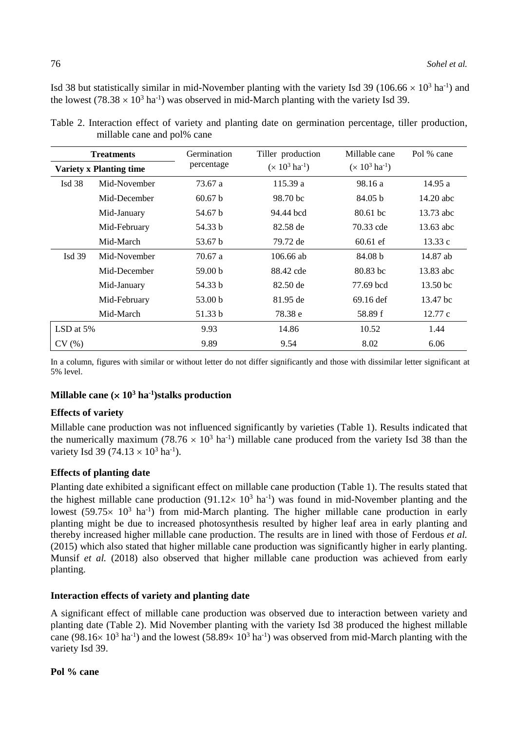Isd 38 but statistically similar in mid-November planting with the variety Isd 39 ($106.66 \times 10^3$ ha$^{-1}$) and the lowest ($78.38 \times 10^3$ ha$^{-1}$) was observed in mid-March planting with the variety Isd 39.

Table 2. Interaction effect of variety and planting date on germination percentage, tiller production, millable cane and pol% cane

| Treatments | | Germination percentage | Tiller production ($\times 10^3$ ha$^{-1}$) | Millable cane ($\times 10^3$ ha$^{-1}$) | Pol % cane |
|---|---|---|---|---|---|
| **Variety x Planting time** | | | | | |
| Isd 38 | Mid-November | 73.67 a | 115.39 a | 98.16 a | 14.95 a |
| | Mid-December | 60.67 b | 98.70 bc | 84.05 b | 14.20 abc |
| | Mid-January | 54.67 b | 94.44 bcd | 80.61 bc | 13.73 abc |
| | Mid-February | 54.33 b | 82.58 de | 70.33 cde | 13.63 abc |
| | Mid-March | 53.67 b | 79.72 de | 60.61 ef | 13.33 c |
| Isd 39 | Mid-November | 70.67 a | 106.66 ab | 84.08 b | 14.87 ab |
| | Mid-December | 59.00 b | 88.42 cde | 80.83 bc | 13.83 abc |
| | Mid-January | 54.33 b | 82.50 de | 77.69 bcd | 13.50 bc |
| | Mid-February | 53.00 b | 81.95 de | 69.16 def | 13.47 bc |
| | Mid-March | 51.33 b | 78.38 e | 58.89 f | 12.77 c |
| LSD at 5% | | 9.93 | 14.86 | 10.52 | 1.44 |
| CV (%) | | 9.89 | 9.54 | 8.02 | 6.06 |

In a column, figures with similar or without letter do not differ significantly and those with dissimilar letter significant at 5% level.

### Millable cane ($\times 10^3$ ha$^{-1}$)stalks production

#### Effects of variety

Millable cane production was not influenced significantly by varieties (Table 1). Results indicated that the numerically maximum ($78.76 \times 10^3$ ha$^{-1}$) millable cane produced from the variety Isd 38 than the variety Isd 39 ($74.13 \times 10^3$ ha$^{-1}$).

#### Effects of planting date

Planting date exhibited a significant effect on millable cane production (Table 1). The results stated that the highest millable cane production ($91.12\times 10^3$ ha$^{-1}$) was found in mid-November planting and the lowest ($59.75\times 10^3$ ha$^{-1}$) from mid-March planting. The higher millable cane production in early planting might be due to increased photosynthesis resulted by higher leaf area in early planting and thereby increased higher millable cane production. The results are in lined with those of Ferdous *et al.* (2015) which also stated that higher millable cane production was significantly higher in early planting. Munsif *et al.* (2018) also observed that higher millable cane production was achieved from early planting.

#### Interaction effects of variety and planting date

A significant effect of millable cane production was observed due to interaction between variety and planting date (Table 2). Mid November planting with the variety Isd 38 produced the highest millable cane ($98.16\times 10^3$ ha$^{-1}$) and the lowest ($58.89\times 10^3$ ha$^{-1}$) was observed from mid-March planting with the variety Isd 39.

### Pol % cane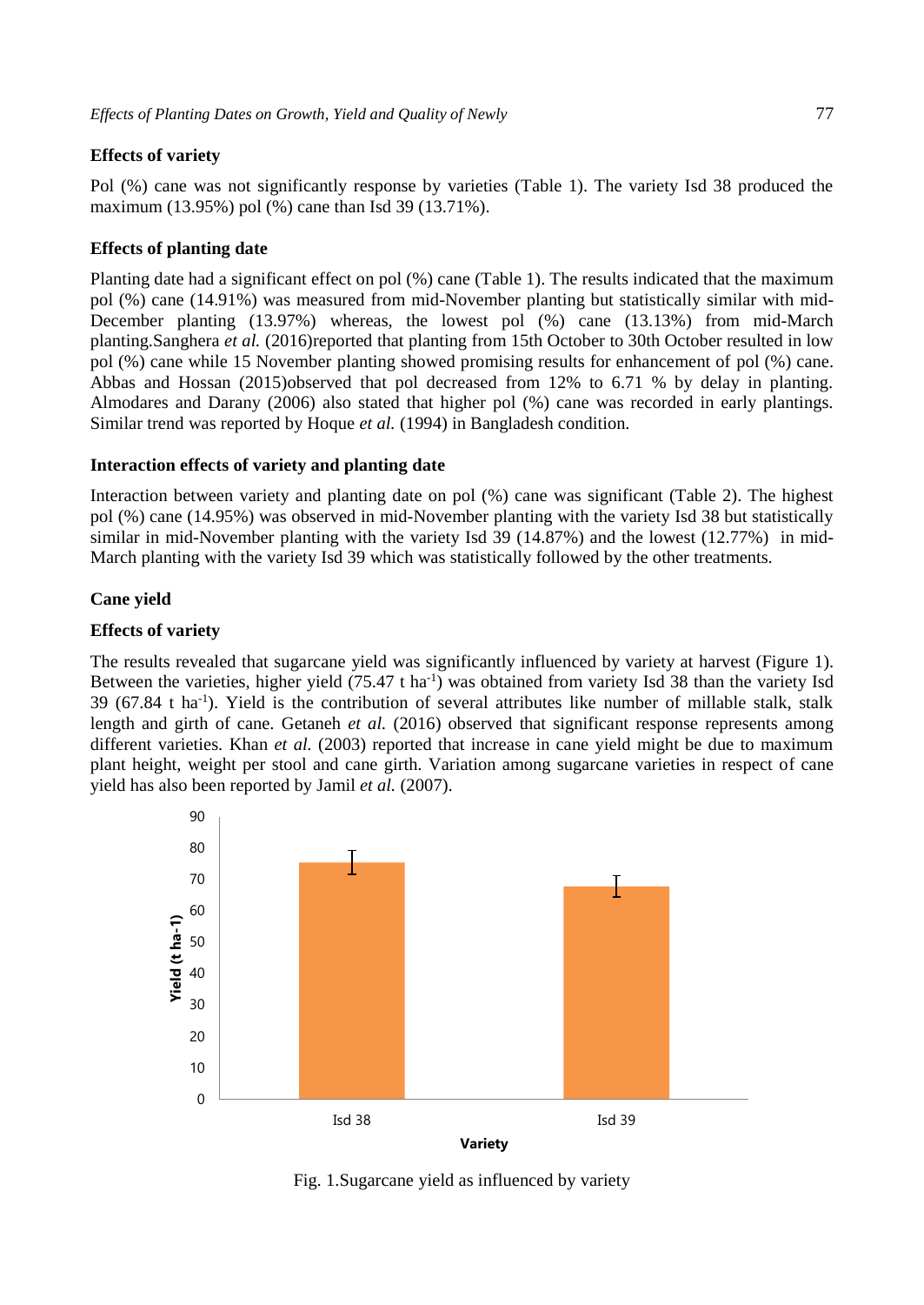### Effects of variety

Pol (%) cane was not significantly response by varieties (Table 1). The variety Isd 38 produced the maximum (13.95%) pol (%) cane than Isd 39 (13.71%).

### Effects of planting date

Planting date had a significant effect on pol (%) cane (Table 1). The results indicated that the maximum pol (%) cane (14.91%) was measured from mid-November planting but statistically similar with mid-December planting (13.97%) whereas, the lowest pol (%) cane (13.13%) from mid-March planting.Sanghera *et al.* (2016)reported that planting from 15th October to 30th October resulted in low pol (%) cane while 15 November planting showed promising results for enhancement of pol (%) cane. Abbas and Hossan (2015)observed that pol decreased from 12% to 6.71 % by delay in planting. Almodares and Darany (2006) also stated that higher pol (%) cane was recorded in early plantings. Similar trend was reported by Hoque *et al.* (1994) in Bangladesh condition.

### Interaction effects of variety and planting date

Interaction between variety and planting date on pol (%) cane was significant (Table 2). The highest pol (%) cane (14.95%) was observed in mid-November planting with the variety Isd 38 but statistically similar in mid-November planting with the variety Isd 39 (14.87%) and the lowest (12.77%) in mid-March planting with the variety Isd 39 which was statistically followed by the other treatments.

## Cane yield

### Effects of variety

The results revealed that sugarcane yield was significantly influenced by variety at harvest (Figure 1). Between the varieties, higher yield (75.47 t $ha^{-1}$) was obtained from variety Isd 38 than the variety Isd 39 (67.84 t $ha^{-1}$). Yield is the contribution of several attributes like number of millable stalk, stalk length and girth of cane. Getaneh *et al.* (2016) observed that significant response represents among different varieties. Khan *et al.* (2003) reported that increase in cane yield might be due to maximum plant height, weight per stool and cane girth. Variation among sugarcane varieties in respect of cane yield has also been reported by Jamil *et al.* (2007).

Fig. 1.Sugarcane yield as influenced by variety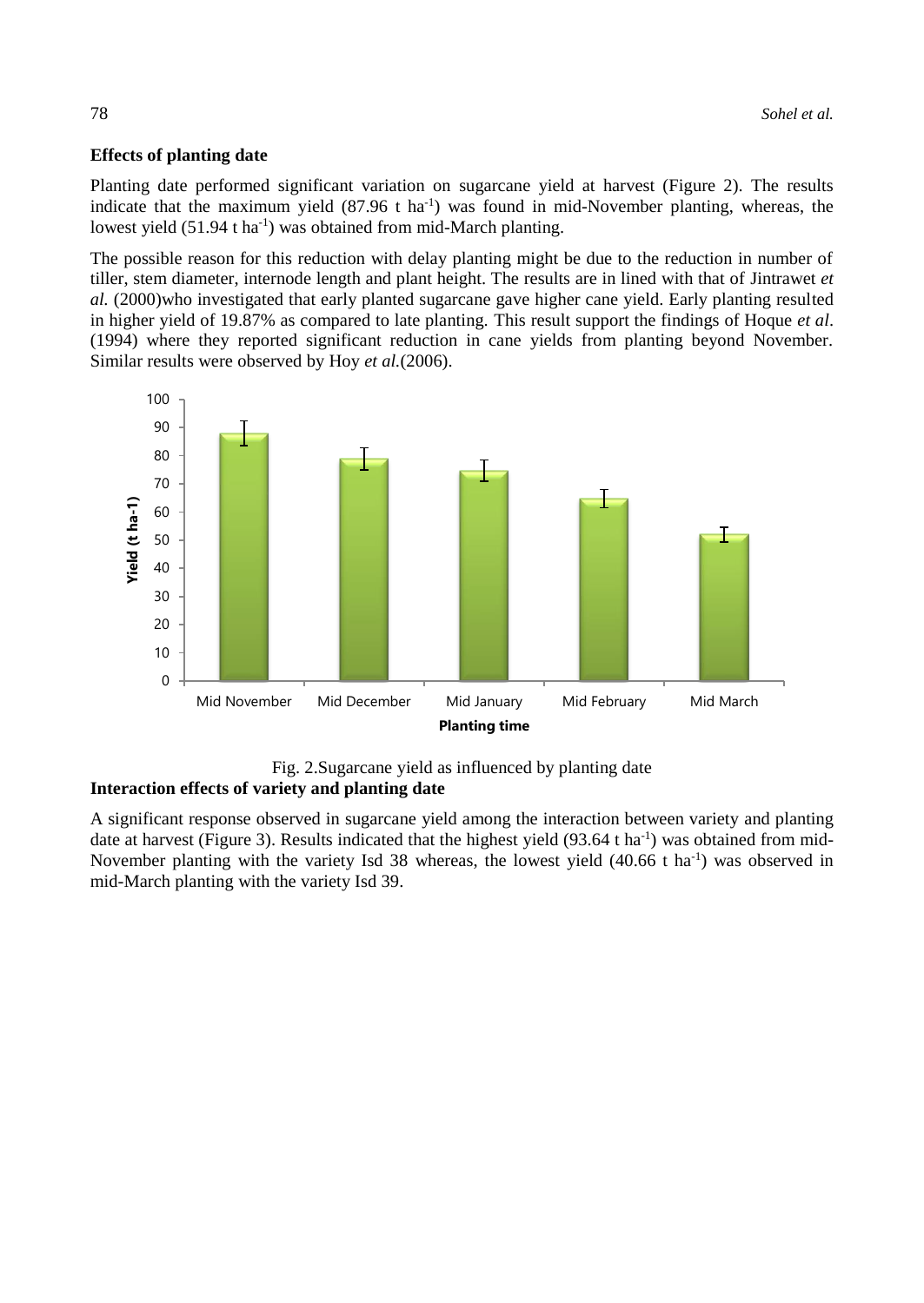### Effects of planting date

Planting date performed significant variation on sugarcane yield at harvest (Figure 2). The results indicate that the maximum yield (87.96 t $ha^{-1}$) was found in mid-November planting, whereas, the lowest yield (51.94 t $ha^{-1}$) was obtained from mid-March planting.

The possible reason for this reduction with delay planting might be due to the reduction in number of tiller, stem diameter, internode length and plant height. The results are in lined with that of Jintrawet *et al.* (2000)who investigated that early planted sugarcane gave higher cane yield. Early planting resulted in higher yield of 19.87% as compared to late planting. This result support the findings of Hoque *et al*. (1994) where they reported significant reduction in cane yields from planting beyond November. Similar results were observed by Hoy *et al.*(2006).

Fig. 2.Sugarcane yield as influenced by planting date

### Interaction effects of variety and planting date

A significant response observed in sugarcane yield among the interaction between variety and planting date at harvest (Figure 3). Results indicated that the highest yield (93.64 t $ha^{-1}$) was obtained from mid-November planting with the variety Isd 38 whereas, the lowest yield (40.66 t $ha^{-1}$) was observed in mid-March planting with the variety Isd 39.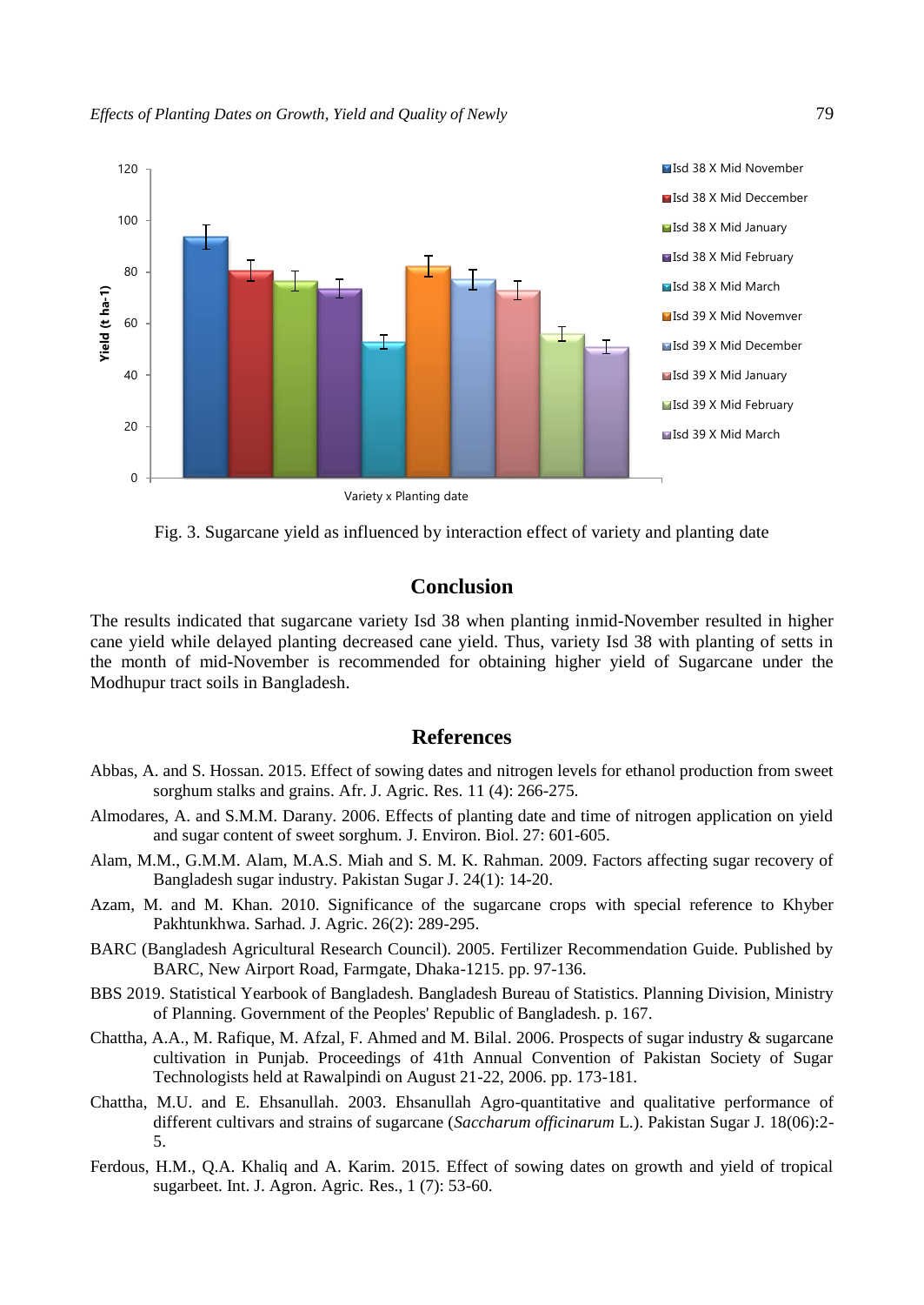Fig. 3. Sugarcane yield as influenced by interaction effect of variety and planting date

## Conclusion

The results indicated that sugarcane variety Isd 38 when planting inmid-November resulted in higher cane yield while delayed planting decreased cane yield. Thus, variety Isd 38 with planting of setts in the month of mid-November is recommended for obtaining higher yield of Sugarcane under the Modhupur tract soils in Bangladesh.

## References

Abbas, A. and S. Hossan. 2015. Effect of sowing dates and nitrogen levels for ethanol production from sweet sorghum stalks and grains. Afr. J. Agric. Res. 11 (4): 266-275.

Almodares, A. and S.M.M. Darany. 2006. Effects of planting date and time of nitrogen application on yield and sugar content of sweet sorghum. J. Environ. Biol. 27: 601-605.

Alam, M.M., G.M.M. Alam, M.A.S. Miah and S. M. K. Rahman. 2009. Factors affecting sugar recovery of Bangladesh sugar industry. Pakistan Sugar J. 24(1): 14-20.

Azam, M. and M. Khan. 2010. Significance of the sugarcane crops with special reference to Khyber Pakhtunkhwa. Sarhad. J. Agric. 26(2): 289-295.

BARC (Bangladesh Agricultural Research Council). 2005. Fertilizer Recommendation Guide. Published by BARC, New Airport Road, Farmgate, Dhaka-1215. pp. 97-136.

BBS 2019. Statistical Yearbook of Bangladesh. Bangladesh Bureau of Statistics. Planning Division, Ministry of Planning. Government of the Peoples' Republic of Bangladesh. p. 167.

Chattha, A.A., M. Rafique, M. Afzal, F. Ahmed and M. Bilal. 2006. Prospects of sugar industry & sugarcane cultivation in Punjab. Proceedings of 41th Annual Convention of Pakistan Society of Sugar Technologists held at Rawalpindi on August 21-22, 2006. pp. 173-181.

Chattha, M.U. and E. Ehsanullah. 2003. Ehsanullah Agro-quantitative and qualitative performance of different cultivars and strains of sugarcane (*Saccharum officinarum* L.). Pakistan Sugar J. 18(06):2-5.

Ferdous, H.M., Q.A. Khaliq and A. Karim. 2015. Effect of sowing dates on growth and yield of tropical sugarbeet. Int. J. Agron. Agric. Res., 1 (7): 53-60.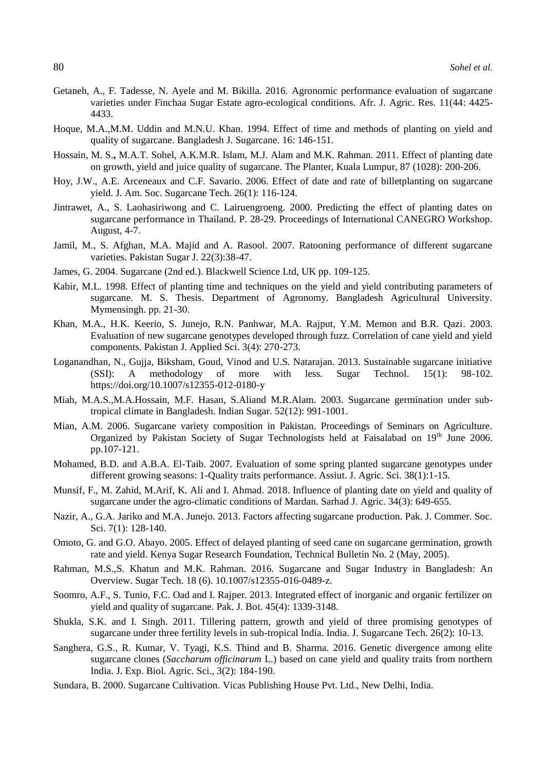Getaneh, A., F. Tadesse, N. Ayele and M. Bikilla. 2016. Agronomic performance evaluation of sugarcane varieties under Finchaa Sugar Estate agro-ecological conditions. Afr. J. Agric. Res. 11(44: 4425-4433.

Hoque, M.A.,M.M. Uddin and M.N.U. Khan. 1994. Effect of time and methods of planting on yield and quality of sugarcane. Bangladesh J. Sugarcane. 16: 146-151.

Hossain, M. S.**,** M.A.T. Sohel, A.K.M.R. Islam, M.J. Alam and M.K. Rahman. 2011. Effect of planting date on growth, yield and juice quality of sugarcane. The Planter, Kuala Lumpur, 87 (1028): 200-206.

Hoy, J.W., A.E. Arceneaux and C.F. Savario. 2006. Effect of date and rate of billetplanting on sugarcane yield. J. Am. Soc. Sugarcane Tech. 26(1): 116-124.

Jintrawet, A., S. Laohasiriwong and C. Lairuengroeng. 2000. Predicting the effect of planting dates on sugarcane performance in Thailand. P. 28-29. Proceedings of International CANEGRO Workshop. August, 4-7.

Jamil, M., S. Afghan, M.A. Majid and A. Rasool. 2007. Ratooning performance of different sugarcane varieties. Pakistan Sugar J. 22(3):38-47.

James, G. 2004. Sugarcane (2nd ed.). Blackwell Science Ltd, UK pp. 109-125.

Kabir, M.L. 1998. Effect of planting time and techniques on the yield and yield contributing parameters of sugarcane. M. S. Thesis. Department of Agronomy. Bangladesh Agricultural University. Mymensingh. pp. 21-30.

Khan, M.A., H.K. Keerio, S. Junejo, R.N. Panhwar, M.A. Rajput, Y.M. Memon and B.R. Qazi. 2003. Evaluation of new sugarcane genotypes developed through fuzz. Correlation of cane yield and yield components. Pakistan J. Applied Sci. 3(4): 270-273.

Loganandhan, N., Gujja, Biksham, Goud, Vinod and U.S. Natarajan. 2013. Sustainable sugarcane initiative (SSI): A methodology of more with less. Sugar Technol. 15(1): 98-102. https://doi.org/10.1007/s12355-012-0180-y

Miah, M.A.S.,M.A.Hossain, M.F. Hasan, S.Aliand M.R.Alam. 2003. Sugarcane germination under sub-tropical climate in Bangladesh. Indian Sugar. 52(12): 991-1001.

Mian, A.M. 2006. Sugarcane variety composition in Pakistan. Proceedings of Seminars on Agriculture. Organized by Pakistan Society of Sugar Technologists held at Faisalabad on 19th June 2006. pp.107-121.

Mohamed, B.D. and A.B.A. El-Taib. 2007. Evaluation of some spring planted sugarcane genotypes under different growing seasons: 1-Quality traits performance. Assiut. J. Agric. Sci. 38(1):1-15.

Munsif, F., M. Zahid, M.Arif, K. Ali and I. Ahmad. 2018. Influence of planting date on yield and quality of sugarcane under the agro-climatic conditions of Mardan. Sarhad J. Agric. 34(3): 649-655.

Nazir, A., G.A. Jariko and M.A. Junejo. 2013. Factors affecting sugarcane production. Pak. J. Commer. Soc. Sci. 7(1): 128-140.

Omoto, G. and G.O. Abayo. 2005. Effect of delayed planting of seed cane on sugarcane germination, growth rate and yield. Kenya Sugar Research Foundation, Technical Bulletin No. 2 (May, 2005).

Rahman, M.S.,S. Khatun and M.K. Rahman. 2016. Sugarcane and Sugar Industry in Bangladesh: An Overview. Sugar Tech. 18 (6). 10.1007/s12355-016-0489-z.

Soomro, A.F., S. Tunio, F.C. Oad and I. Rajper. 2013. Integrated effect of inorganic and organic fertilizer on yield and quality of sugarcane. Pak. J. Bot. 45(4): 1339-3148.

Shukla, S.K. and I. Singh. 2011. Tillering pattern, growth and yield of three promising genotypes of sugarcane under three fertility levels in sub-tropical India. India. J. Sugarcane Tech. 26(2): 10-13.

Sanghera, G.S., R. Kumar, V. Tyagi, K.S. Thind and B. Sharma. 2016. Genetic divergence among elite sugarcane clones (*Saccharum officinarum* L.) based on cane yield and quality traits from northern India. J. Exp. Biol. Agric. Sci., 3(2): 184-190.

Sundara, B. 2000. Sugarcane Cultivation. Vicas Publishing House Pvt. Ltd., New Delhi, India.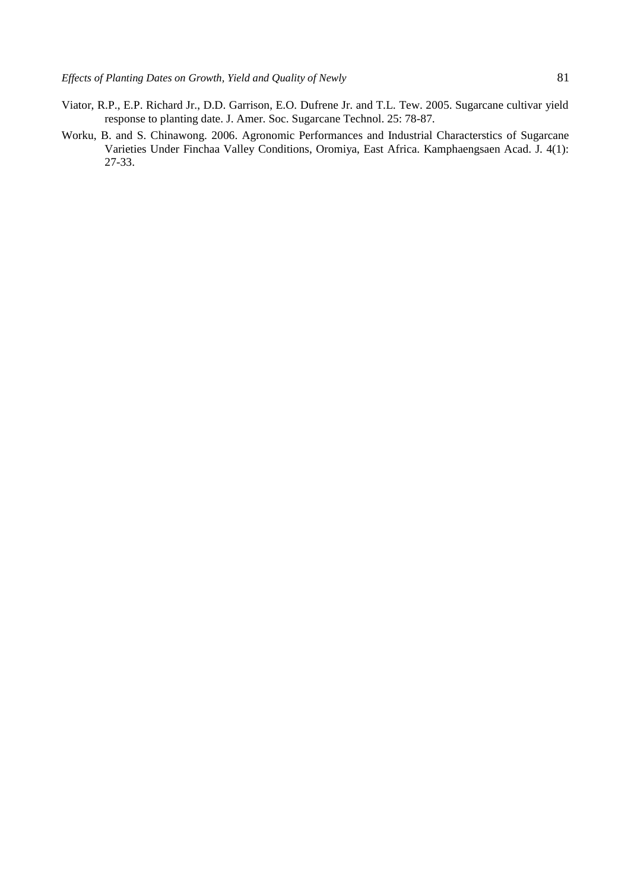Viator, R.P., E.P. Richard Jr., D.D. Garrison, E.O. Dufrene Jr. and T.L. Tew. 2005. Sugarcane cultivar yield response to planting date. J. Amer. Soc. Sugarcane Technol. 25: 78-87.

Worku, B. and S. Chinawong. 2006. Agronomic Performances and Industrial Characterstics of Sugarcane Varieties Under Finchaa Valley Conditions, Oromiya, East Africa. Kamphaengsaen Acad. J. 4(1): 27-33.